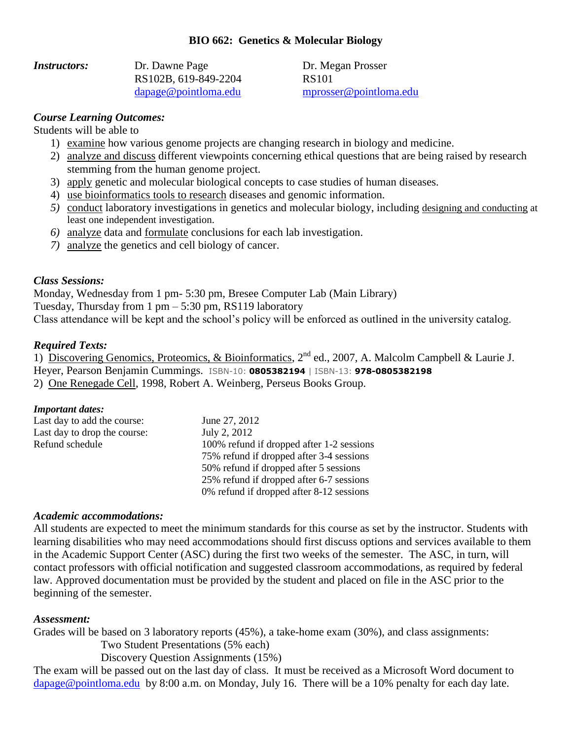# BIO 662: Genetics & Molecular Biology

| | | |
|---|---|---|
| ***Instructors:*** | Dr. Dawne Page | Dr. Megan Prosser |
| | RS102B, 619-849-2204 | RS101 |
| | dapage@pointloma.edu | mprosser@pointloma.edu |

### *Course Learning Outcomes:*

Students will be able to

1) examine how various genome projects are changing research in biology and medicine.
2) analyze and discuss different viewpoints concerning ethical questions that are being raised by research stemming from the human genome project.
3) apply genetic and molecular biological concepts to case studies of human diseases.
4) use bioinformatics tools to research diseases and genomic information.
5) conduct laboratory investigations in genetics and molecular biology, including designing and conducting at least one independent investigation.
6) analyze data and formulate conclusions for each lab investigation.
7) analyze the genetics and cell biology of cancer.

### *Class Sessions:*

Monday, Wednesday from 1 pm- 5:30 pm, Bresee Computer Lab (Main Library)
Tuesday, Thursday from 1 pm – 5:30 pm, RS119 laboratory
Class attendance will be kept and the school's policy will be enforced as outlined in the university catalog.

### *Required Texts:*

1) Discovering Genomics, Proteomics, & Bioinformatics, 2nd ed., 2007, A. Malcolm Campbell & Laurie J. Heyer, Pearson Benjamin Cummings. ISBN-10: **0805382194** | ISBN-13: **978-0805382198**
2) One Renegade Cell, 1998, Robert A. Weinberg, Perseus Books Group.

### *Important dates:*

| | |
|---|---|
| Last day to add the course: | June 27, 2012 |
| Last day to drop the course: | July 2, 2012 |
| Refund schedule | 100% refund if dropped after 1-2 sessions |
| | 75% refund if dropped after 3-4 sessions |
| | 50% refund if dropped after 5 sessions |
| | 25% refund if dropped after 6-7 sessions |
| | 0% refund if dropped after 8-12 sessions |

### *Academic accommodations:*

All students are expected to meet the minimum standards for this course as set by the instructor. Students with learning disabilities who may need accommodations should first discuss options and services available to them in the Academic Support Center (ASC) during the first two weeks of the semester. The ASC, in turn, will contact professors with official notification and suggested classroom accommodations, as required by federal law. Approved documentation must be provided by the student and placed on file in the ASC prior to the beginning of the semester.

### *Assessment:*

Grades will be based on 3 laboratory reports (45%), a take-home exam (30%), and class assignments:

- Two Student Presentations (5% each)
- Discovery Question Assignments (15%)

The exam will be passed out on the last day of class. It must be received as a Microsoft Word document to dapage@pointloma.edu by 8:00 a.m. on Monday, July 16. There will be a 10% penalty for each day late.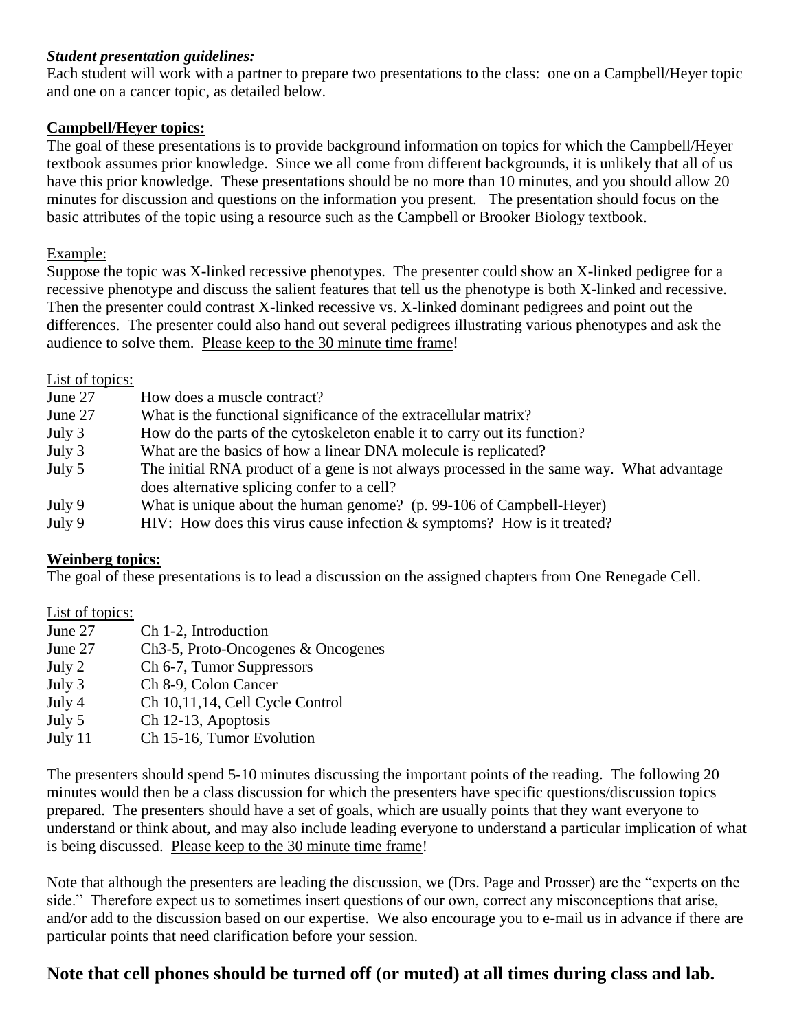***Student presentation guidelines:***

Each student will work with a partner to prepare two presentations to the class: one on a Campbell/Heyer topic and one on a cancer topic, as detailed below.

**Campbell/Heyer topics:**

The goal of these presentations is to provide background information on topics for which the Campbell/Heyer textbook assumes prior knowledge. Since we all come from different backgrounds, it is unlikely that all of us have this prior knowledge. These presentations should be no more than 10 minutes, and you should allow 20 minutes for discussion and questions on the information you present. The presentation should focus on the basic attributes of the topic using a resource such as the Campbell or Brooker Biology textbook.

Example:

Suppose the topic was X-linked recessive phenotypes. The presenter could show an X-linked pedigree for a recessive phenotype and discuss the salient features that tell us the phenotype is both X-linked and recessive. Then the presenter could contrast X-linked recessive vs. X-linked dominant pedigrees and point out the differences. The presenter could also hand out several pedigrees illustrating various phenotypes and ask the audience to solve them. Please keep to the 30 minute time frame!

List of topics:

| | |
|---|---|
| June 27 | How does a muscle contract? |
| June 27 | What is the functional significance of the extracellular matrix? |
| July 3 | How do the parts of the cytoskeleton enable it to carry out its function? |
| July 3 | What are the basics of how a linear DNA molecule is replicated? |
| July 5 | The initial RNA product of a gene is not always processed in the same way. What advantage does alternative splicing confer to a cell? |
| July 9 | What is unique about the human genome? (p. 99-106 of Campbell-Heyer) |
| July 9 | HIV: How does this virus cause infection & symptoms? How is it treated? |

**Weinberg topics:**

The goal of these presentations is to lead a discussion on the assigned chapters from One Renegade Cell.

List of topics:

| | |
|---|---|
| June 27 | Ch 1-2, Introduction |
| June 27 | Ch3-5, Proto-Oncogenes & Oncogenes |
| July 2 | Ch 6-7, Tumor Suppressors |
| July 3 | Ch 8-9, Colon Cancer |
| July 4 | Ch 10,11,14, Cell Cycle Control |
| July 5 | Ch 12-13, Apoptosis |
| July 11 | Ch 15-16, Tumor Evolution |

The presenters should spend 5-10 minutes discussing the important points of the reading. The following 20 minutes would then be a class discussion for which the presenters have specific questions/discussion topics prepared. The presenters should have a set of goals, which are usually points that they want everyone to understand or think about, and may also include leading everyone to understand a particular implication of what is being discussed. Please keep to the 30 minute time frame!

Note that although the presenters are leading the discussion, we (Drs. Page and Prosser) are the "experts on the side." Therefore expect us to sometimes insert questions of our own, correct any misconceptions that arise, and/or add to the discussion based on our expertise. We also encourage you to e-mail us in advance if there are particular points that need clarification before your session.

## Note that cell phones should be turned off (or muted) at all times during class and lab.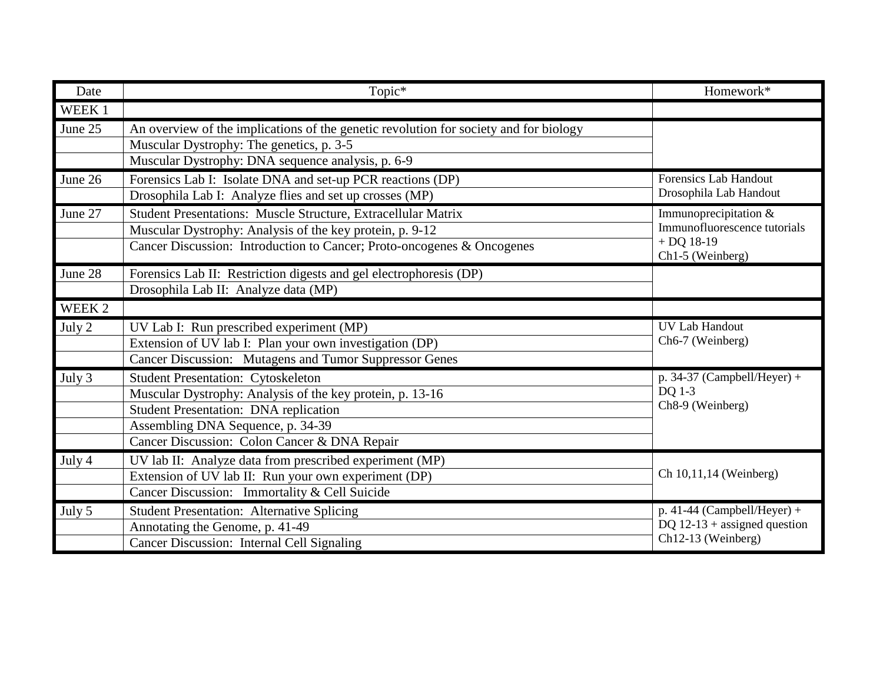| Date | Topic* | Homework* |
|---|---|---|
| WEEK 1 | | |
| June 25 | An overview of the implications of the genetic revolution for society and for biology | |
| | Muscular Dystrophy: The genetics, p. 3-5 | |
| | Muscular Dystrophy: DNA sequence analysis, p. 6-9 | |
| June 26 | Forensics Lab I: Isolate DNA and set-up PCR reactions (DP) | Forensics Lab Handout |
| | Drosophila Lab I: Analyze flies and set up crosses (MP) | Drosophila Lab Handout |
| June 27 | Student Presentations: Muscle Structure, Extracellular Matrix | Immunoprecipitation & Immunofluorescence tutorials + DQ 18-19 |
| | Muscular Dystrophy: Analysis of the key protein, p. 9-12 | |
| | Cancer Discussion: Introduction to Cancer; Proto-oncogenes & Oncogenes | Ch1-5 (Weinberg) |
| June 28 | Forensics Lab II: Restriction digests and gel electrophoresis (DP) | |
| | Drosophila Lab II: Analyze data (MP) | |
| WEEK 2 | | |
| July 2 | UV Lab I: Run prescribed experiment (MP) | UV Lab Handout |
| | Extension of UV lab I: Plan your own investigation (DP) | Ch6-7 (Weinberg) |
| | Cancer Discussion: Mutagens and Tumor Suppressor Genes | |
| July 3 | Student Presentation: Cytoskeleton | p. 34-37 (Campbell/Heyer) + DQ 1-3 |
| | Muscular Dystrophy: Analysis of the key protein, p. 13-16 | Ch8-9 (Weinberg) |
| | Student Presentation: DNA replication | |
| | Assembling DNA Sequence, p. 34-39 | |
| | Cancer Discussion: Colon Cancer & DNA Repair | |
| July 4 | UV lab II: Analyze data from prescribed experiment (MP) | |
| | Extension of UV lab II: Run your own experiment (DP) | Ch 10,11,14 (Weinberg) |
| | Cancer Discussion: Immortality & Cell Suicide | |
| July 5 | Student Presentation: Alternative Splicing | p. 41-44 (Campbell/Heyer) + DQ 12-13 + assigned question |
| | Annotating the Genome, p. 41-49 | Ch12-13 (Weinberg) |
| | Cancer Discussion: Internal Cell Signaling | |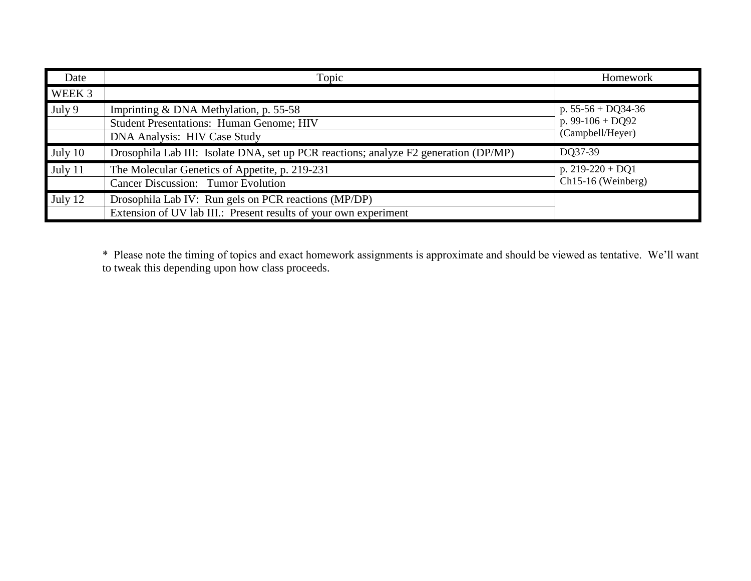| Date | Topic | Homework |
|---|---|---|
| WEEK 3 | | |
| July 9 | Imprinting & DNA Methylation, p. 55-58 | p. 55-56 + DQ34-36 |
| | Student Presentations: Human Genome; HIV | p. 99-106 + DQ92 |
| | DNA Analysis: HIV Case Study | (Campbell/Heyer) |
| July 10 | Drosophila Lab III: Isolate DNA, set up PCR reactions; analyze F2 generation (DP/MP) | DQ37-39 |
| July 11 | The Molecular Genetics of Appetite, p. 219-231 | p. 219-220 + DQ1 |
| | Cancer Discussion: Tumor Evolution | Ch15-16 (Weinberg) |
| July 12 | Drosophila Lab IV: Run gels on PCR reactions (MP/DP) | |
| | Extension of UV lab III.: Present results of your own experiment | |

* Please note the timing of topics and exact homework assignments is approximate and should be viewed as tentative. We'll want to tweak this depending upon how class proceeds.